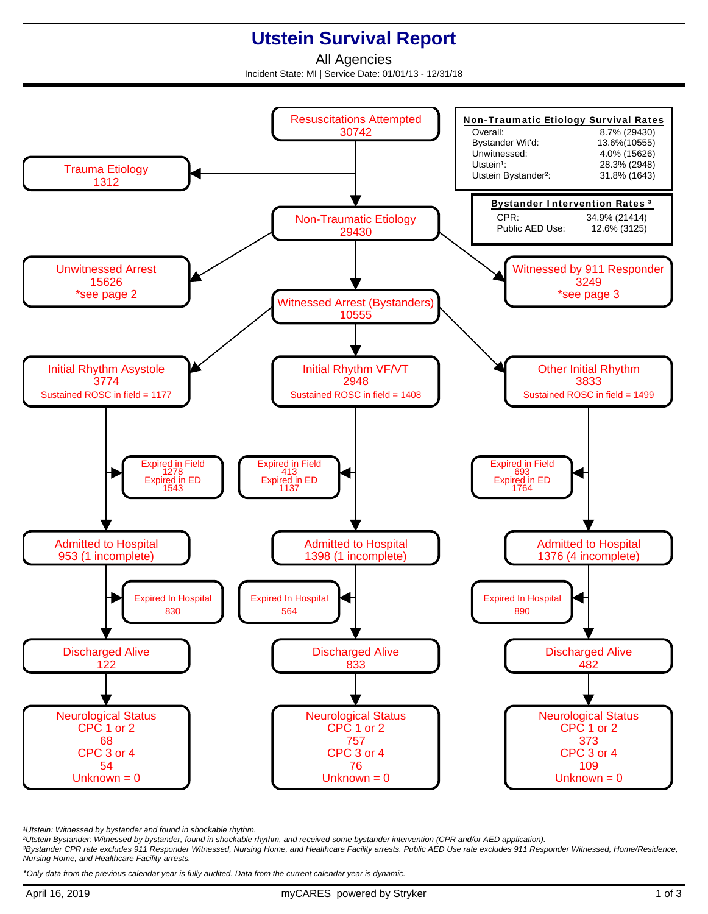# Utstein Survival Report

## All Agencies

Incident State: MI | Service Date: 01/01/13 - 12/31/18

**Non-Traumatic Etiology Survival Rates**

| | |
|---|---|
| Overall: | 8.7% (29430) |
| Bystander Wit'd: | 13.6%(10555) |
| Unwitnessed: | 4.0% (15626) |
| Utstein[1]: | 28.3% (2948) |
| Utstein Bystander[2]: | 31.8% (1643) |

**Bystander Intervention Rates [3]**

| | |
|---|---|
| CPR: | 34.9% (21414) |
| Public AED Use: | 12.6% (3125) |

Resuscitations Attempted
30742

- Trauma Etiology: 1312
- Non-Traumatic Etiology: 29430
  - Unwitnessed Arrest: 15626 *see page 2
  - Witnessed by 911 Responder: 3249 *see page 3
  - Witnessed Arrest (Bystanders): 10555

| | Initial Rhythm Asystole | Initial Rhythm VF/VT | Other Initial Rhythm |
|---|---|---|---|
| Total | 3774 | 2948 | 3833 |
| Sustained ROSC in field | 1177 | 1408 | 1499 |
| Expired in Field | 1278 | 413 | 693 |
| Expired in ED | 1543 | 1137 | 1764 |
| Admitted to Hospital | 953 (1 incomplete) | 1398 (1 incomplete) | 1376 (4 incomplete) |
| Expired In Hospital | 830 | 564 | 890 |
| Discharged Alive | 122 | 833 | 482 |
| Neurological Status CPC 1 or 2 | 68 | 757 | 373 |
| CPC 3 or 4 | 54 | 76 | 109 |
| Unknown | 0 | 0 | 0 |

[1]Utstein: Witnessed by bystander and found in shockable rhythm.

[2]Utstein Bystander: Witnessed by bystander, found in shockable rhythm, and received some bystander intervention (CPR and/or AED application).

[3]Bystander CPR rate excludes 911 Responder Witnessed, Nursing Home, and Healthcare Facility arrests. Public AED Use rate excludes 911 Responder Witnessed, Home/Residence, Nursing Home, and Healthcare Facility arrests.

*Only data from the previous calendar year is fully audited. Data from the current calendar year is dynamic.

April 16, 2019 — myCARES powered by Stryker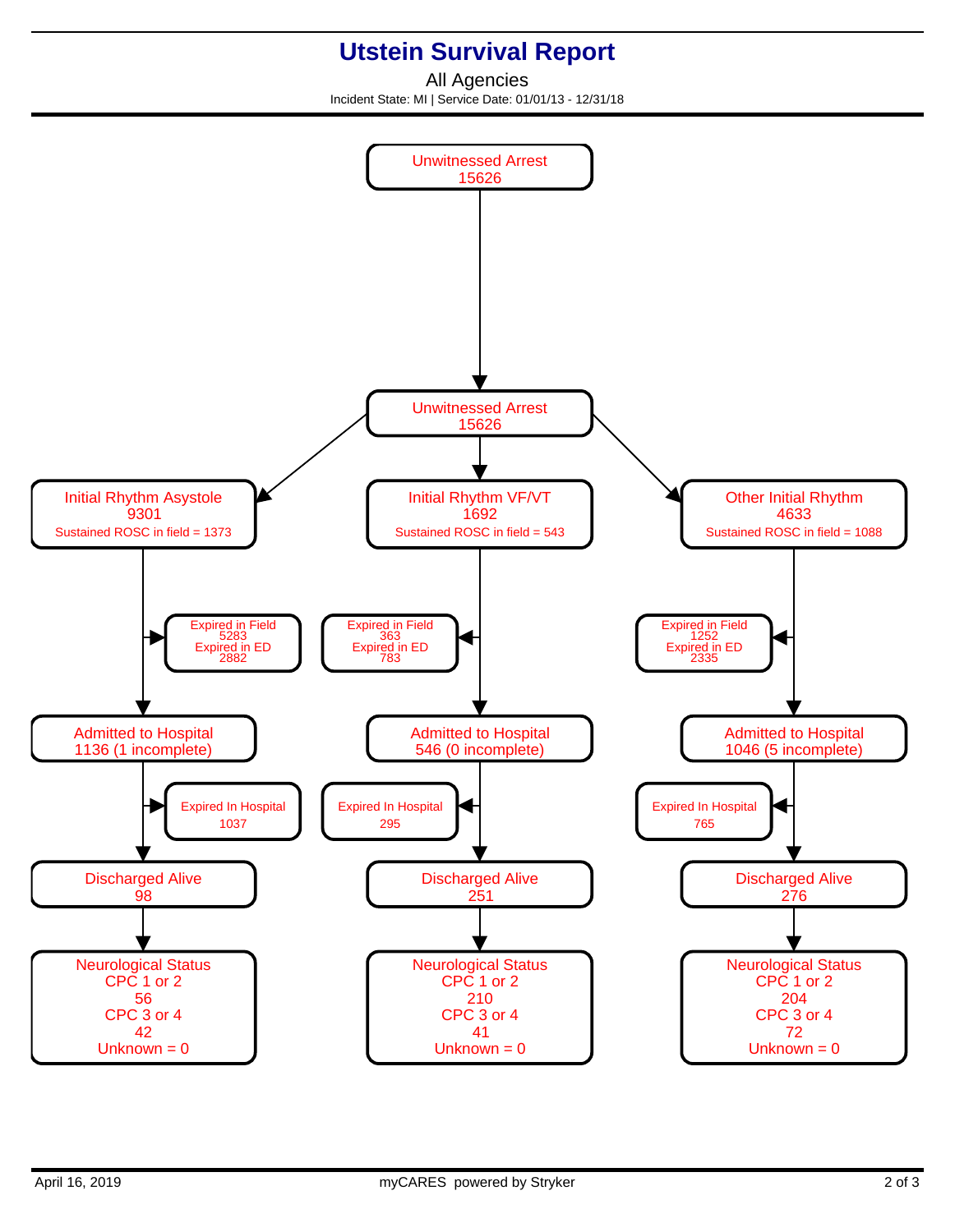# Utstein Survival Report

All Agencies

Incident State: MI | Service Date: 01/01/13 - 12/31/18

**Unwitnessed Arrest**
15626

**Unwitnessed Arrest**
15626

| | Initial Rhythm Asystole | Initial Rhythm VF/VT | Other Initial Rhythm |
|---|---|---|---|
| Count | 9301 | 1692 | 4633 |
| Sustained ROSC in field | 1373 | 543 | 1088 |
| Expired in Field | 5283 | 363 | 1252 |
| Expired in ED | 2882 | 783 | 2335 |
| Admitted to Hospital | 1136 (1 incomplete) | 546 (0 incomplete) | 1046 (5 incomplete) |
| Expired In Hospital | 1037 | 295 | 765 |
| Discharged Alive | 98 | 251 | 276 |
| Neurological Status CPC 1 or 2 | 56 | 210 | 204 |
| Neurological Status CPC 3 or 4 | 42 | 41 | 72 |
| Neurological Status Unknown | 0 | 0 | 0 |

April 16, 2019

myCARES powered by Stryker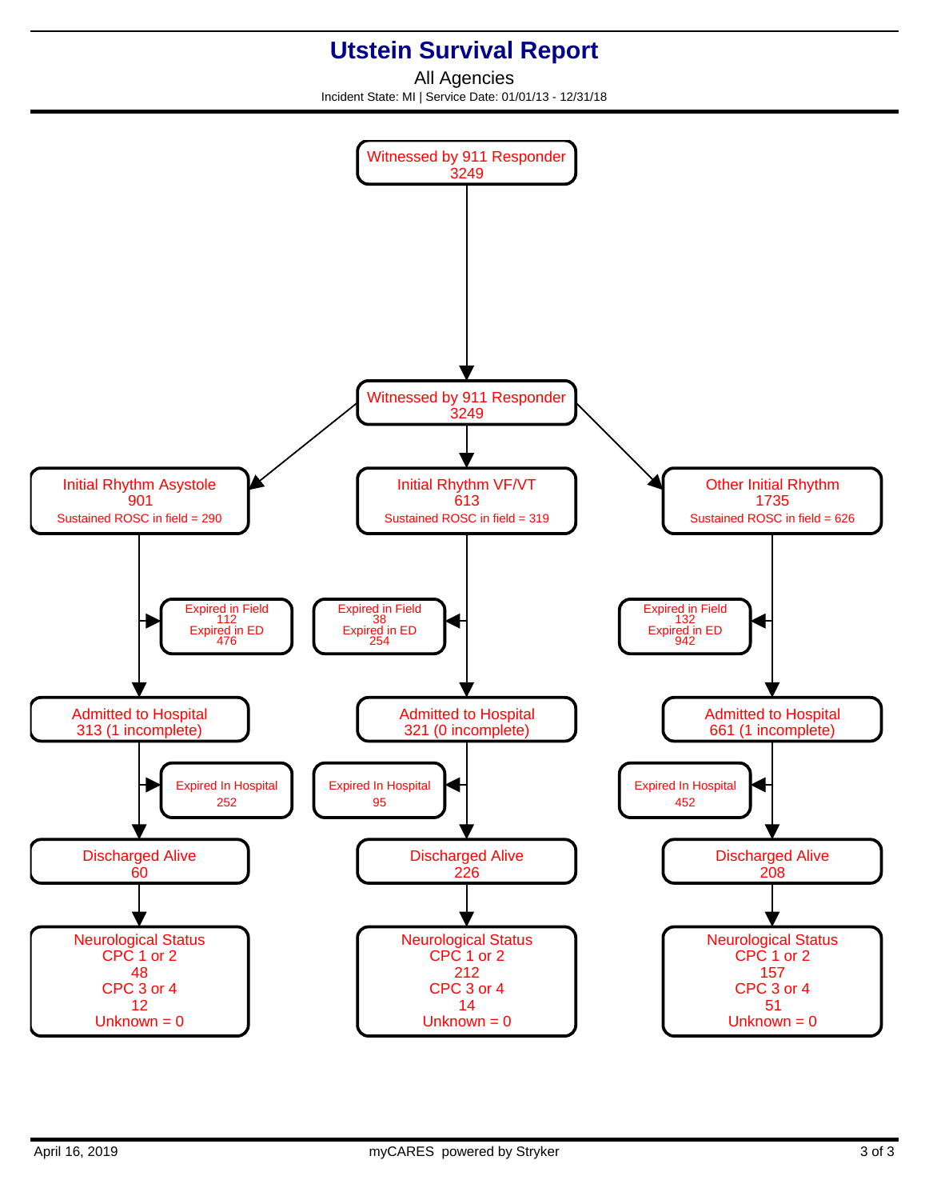# Utstein Survival Report

All Agencies

Incident State: MI | Service Date: 01/01/13 - 12/31/18

Witnessed by 911 Responder
3249

Witnessed by 911 Responder
3249

Initial Rhythm Asystole
901
Sustained ROSC in field = 290

Initial Rhythm VF/VT
613
Sustained ROSC in field = 319

Other Initial Rhythm
1735
Sustained ROSC in field = 626

Expired in Field
112
Expired in ED
476

Expired in Field
38
Expired in ED
254

Expired in Field
132
Expired in ED
942

Admitted to Hospital
313 (1 incomplete)

Admitted to Hospital
321 (0 incomplete)

Admitted to Hospital
661 (1 incomplete)

Expired In Hospital
252

Expired In Hospital
95

Expired In Hospital
452

Discharged Alive
60

Discharged Alive
226

Discharged Alive
208

Neurological Status
CPC 1 or 2
48
CPC 3 or 4
12
Unknown = 0

Neurological Status
CPC 1 or 2
212
CPC 3 or 4
14
Unknown = 0

Neurological Status
CPC 1 or 2
157
CPC 3 or 4
51
Unknown = 0

April 16, 2019

myCARES powered by Stryker